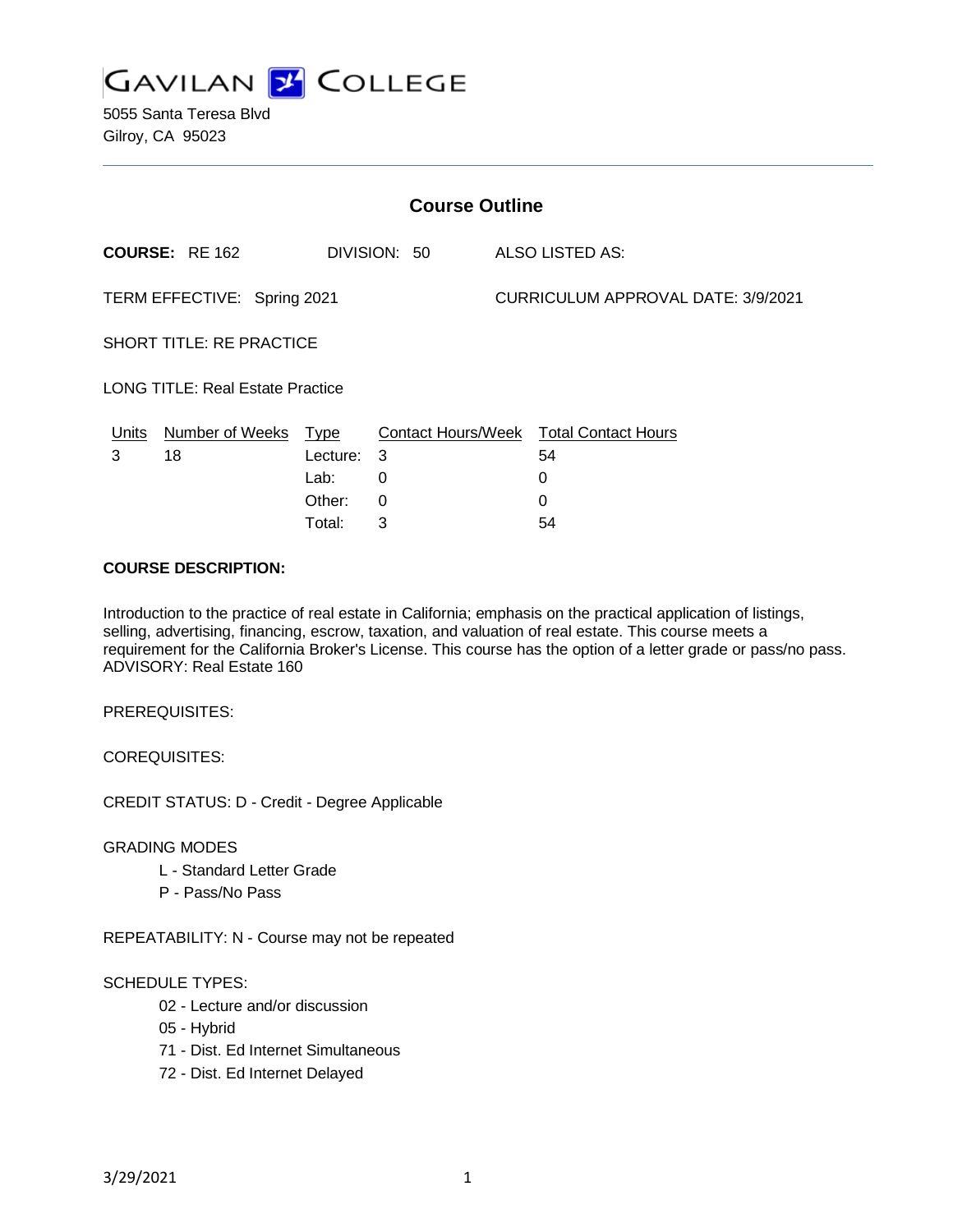# GAVILAN COLLEGE

5055 Santa Teresa Blvd
Gilroy, CA 95023

## Course Outline

**COURSE:** RE 162 DIVISION: 50 ALSO LISTED AS:

TERM EFFECTIVE: Spring 2021 CURRICULUM APPROVAL DATE: 3/9/2021

SHORT TITLE: RE PRACTICE

LONG TITLE: Real Estate Practice

| Units | Number of Weeks | Type | Contact Hours/Week | Total Contact Hours |
|---|---|---|---|---|
| 3 | 18 | Lecture: | 3 | 54 |
| | | Lab: | 0 | 0 |
| | | Other: | 0 | 0 |
| | | Total: | 3 | 54 |

**COURSE DESCRIPTION:**

Introduction to the practice of real estate in California; emphasis on the practical application of listings, selling, advertising, financing, escrow, taxation, and valuation of real estate. This course meets a requirement for the California Broker's License. This course has the option of a letter grade or pass/no pass. ADVISORY: Real Estate 160

PREREQUISITES:

COREQUISITES:

CREDIT STATUS: D - Credit - Degree Applicable

GRADING MODES

- L - Standard Letter Grade
- P - Pass/No Pass

REPEATABILITY: N - Course may not be repeated

SCHEDULE TYPES:

- 02 - Lecture and/or discussion
- 05 - Hybrid
- 71 - Dist. Ed Internet Simultaneous
- 72 - Dist. Ed Internet Delayed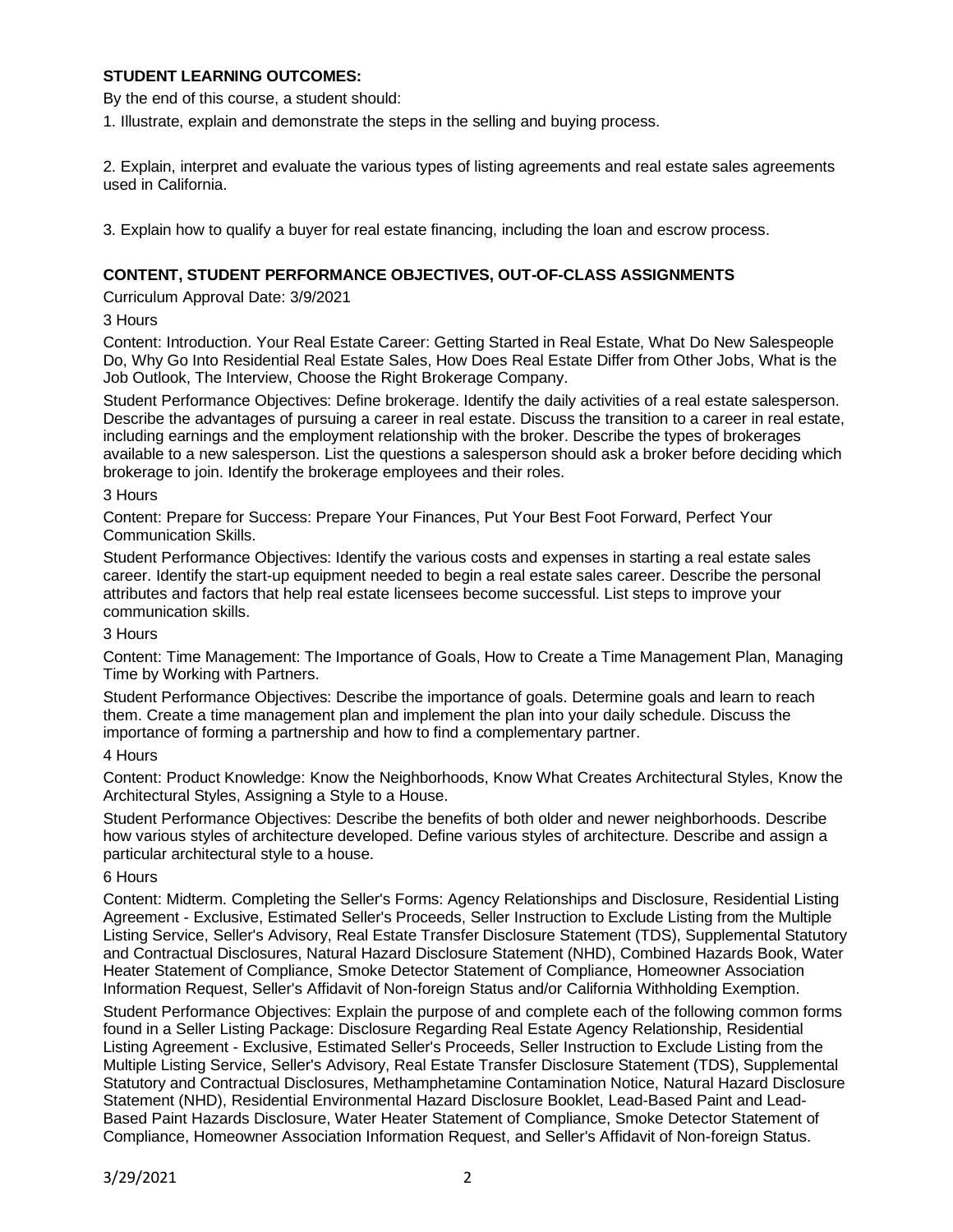**STUDENT LEARNING OUTCOMES:**

By the end of this course, a student should:

1. Illustrate, explain and demonstrate the steps in the selling and buying process.

2. Explain, interpret and evaluate the various types of listing agreements and real estate sales agreements used in California.

3. Explain how to qualify a buyer for real estate financing, including the loan and escrow process.

**CONTENT, STUDENT PERFORMANCE OBJECTIVES, OUT-OF-CLASS ASSIGNMENTS**

Curriculum Approval Date: 3/9/2021

3 Hours

Content: Introduction. Your Real Estate Career: Getting Started in Real Estate, What Do New Salespeople Do, Why Go Into Residential Real Estate Sales, How Does Real Estate Differ from Other Jobs, What is the Job Outlook, The Interview, Choose the Right Brokerage Company.

Student Performance Objectives: Define brokerage. Identify the daily activities of a real estate salesperson. Describe the advantages of pursuing a career in real estate. Discuss the transition to a career in real estate, including earnings and the employment relationship with the broker. Describe the types of brokerages available to a new salesperson. List the questions a salesperson should ask a broker before deciding which brokerage to join. Identify the brokerage employees and their roles.

3 Hours

Content: Prepare for Success: Prepare Your Finances, Put Your Best Foot Forward, Perfect Your Communication Skills.

Student Performance Objectives: Identify the various costs and expenses in starting a real estate sales career. Identify the start-up equipment needed to begin a real estate sales career. Describe the personal attributes and factors that help real estate licensees become successful. List steps to improve your communication skills.

3 Hours

Content: Time Management: The Importance of Goals, How to Create a Time Management Plan, Managing Time by Working with Partners.

Student Performance Objectives: Describe the importance of goals. Determine goals and learn to reach them. Create a time management plan and implement the plan into your daily schedule. Discuss the importance of forming a partnership and how to find a complementary partner.

4 Hours

Content: Product Knowledge: Know the Neighborhoods, Know What Creates Architectural Styles, Know the Architectural Styles, Assigning a Style to a House.

Student Performance Objectives: Describe the benefits of both older and newer neighborhoods. Describe how various styles of architecture developed. Define various styles of architecture. Describe and assign a particular architectural style to a house.

6 Hours

Content: Midterm. Completing the Seller's Forms: Agency Relationships and Disclosure, Residential Listing Agreement - Exclusive, Estimated Seller's Proceeds, Seller Instruction to Exclude Listing from the Multiple Listing Service, Seller's Advisory, Real Estate Transfer Disclosure Statement (TDS), Supplemental Statutory and Contractual Disclosures, Natural Hazard Disclosure Statement (NHD), Combined Hazards Book, Water Heater Statement of Compliance, Smoke Detector Statement of Compliance, Homeowner Association Information Request, Seller's Affidavit of Non-foreign Status and/or California Withholding Exemption.

Student Performance Objectives: Explain the purpose of and complete each of the following common forms found in a Seller Listing Package: Disclosure Regarding Real Estate Agency Relationship, Residential Listing Agreement - Exclusive, Estimated Seller's Proceeds, Seller Instruction to Exclude Listing from the Multiple Listing Service, Seller's Advisory, Real Estate Transfer Disclosure Statement (TDS), Supplemental Statutory and Contractual Disclosures, Methamphetamine Contamination Notice, Natural Hazard Disclosure Statement (NHD), Residential Environmental Hazard Disclosure Booklet, Lead-Based Paint and Lead-Based Paint Hazards Disclosure, Water Heater Statement of Compliance, Smoke Detector Statement of Compliance, Homeowner Association Information Request, and Seller's Affidavit of Non-foreign Status.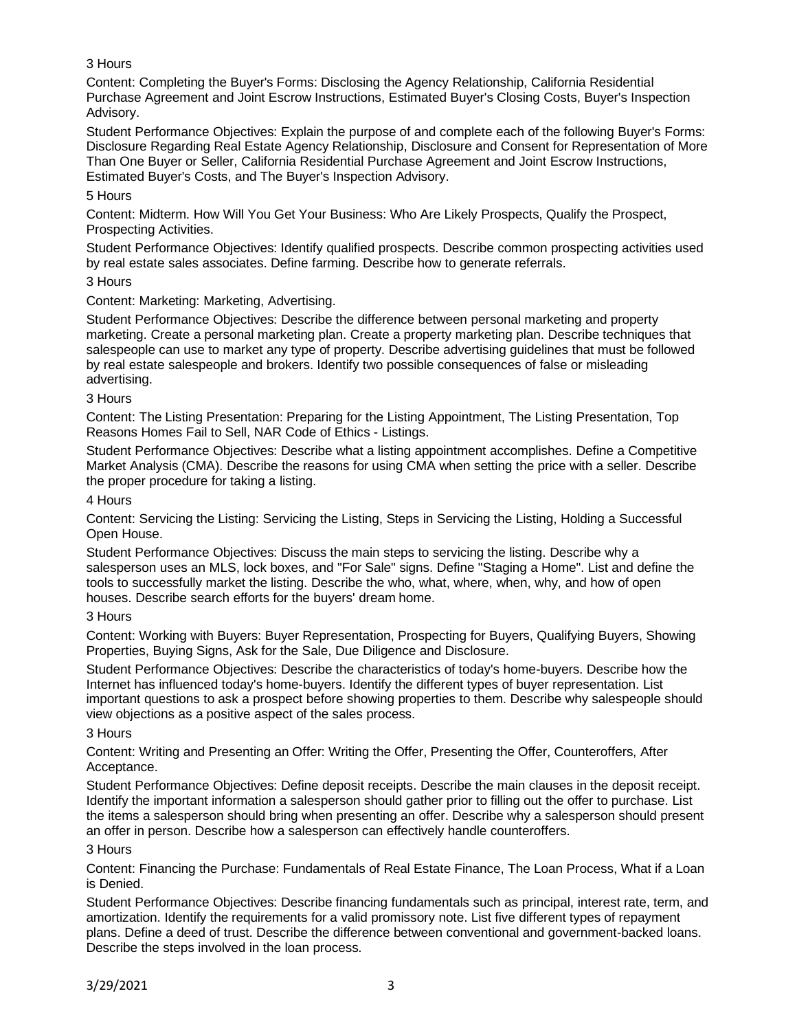3 Hours

Content: Completing the Buyer's Forms: Disclosing the Agency Relationship, California Residential Purchase Agreement and Joint Escrow Instructions, Estimated Buyer's Closing Costs, Buyer's Inspection Advisory.

Student Performance Objectives: Explain the purpose of and complete each of the following Buyer's Forms: Disclosure Regarding Real Estate Agency Relationship, Disclosure and Consent for Representation of More Than One Buyer or Seller, California Residential Purchase Agreement and Joint Escrow Instructions, Estimated Buyer's Costs, and The Buyer's Inspection Advisory.

5 Hours

Content: Midterm. How Will You Get Your Business: Who Are Likely Prospects, Qualify the Prospect, Prospecting Activities.

Student Performance Objectives: Identify qualified prospects. Describe common prospecting activities used by real estate sales associates. Define farming. Describe how to generate referrals.

3 Hours

Content: Marketing: Marketing, Advertising.

Student Performance Objectives: Describe the difference between personal marketing and property marketing. Create a personal marketing plan. Create a property marketing plan. Describe techniques that salespeople can use to market any type of property. Describe advertising guidelines that must be followed by real estate salespeople and brokers. Identify two possible consequences of false or misleading advertising.

3 Hours

Content: The Listing Presentation: Preparing for the Listing Appointment, The Listing Presentation, Top Reasons Homes Fail to Sell, NAR Code of Ethics - Listings.

Student Performance Objectives: Describe what a listing appointment accomplishes. Define a Competitive Market Analysis (CMA). Describe the reasons for using CMA when setting the price with a seller. Describe the proper procedure for taking a listing.

4 Hours

Content: Servicing the Listing: Servicing the Listing, Steps in Servicing the Listing, Holding a Successful Open House.

Student Performance Objectives: Discuss the main steps to servicing the listing. Describe why a salesperson uses an MLS, lock boxes, and "For Sale" signs. Define "Staging a Home". List and define the tools to successfully market the listing. Describe the who, what, where, when, why, and how of open houses. Describe search efforts for the buyers' dream home.

3 Hours

Content: Working with Buyers: Buyer Representation, Prospecting for Buyers, Qualifying Buyers, Showing Properties, Buying Signs, Ask for the Sale, Due Diligence and Disclosure.

Student Performance Objectives: Describe the characteristics of today's home-buyers. Describe how the Internet has influenced today's home-buyers. Identify the different types of buyer representation. List important questions to ask a prospect before showing properties to them. Describe why salespeople should view objections as a positive aspect of the sales process.

3 Hours

Content: Writing and Presenting an Offer: Writing the Offer, Presenting the Offer, Counteroffers, After Acceptance.

Student Performance Objectives: Define deposit receipts. Describe the main clauses in the deposit receipt. Identify the important information a salesperson should gather prior to filling out the offer to purchase. List the items a salesperson should bring when presenting an offer. Describe why a salesperson should present an offer in person. Describe how a salesperson can effectively handle counteroffers.

3 Hours

Content: Financing the Purchase: Fundamentals of Real Estate Finance, The Loan Process, What if a Loan is Denied.

Student Performance Objectives: Describe financing fundamentals such as principal, interest rate, term, and amortization. Identify the requirements for a valid promissory note. List five different types of repayment plans. Define a deed of trust. Describe the difference between conventional and government-backed loans. Describe the steps involved in the loan process.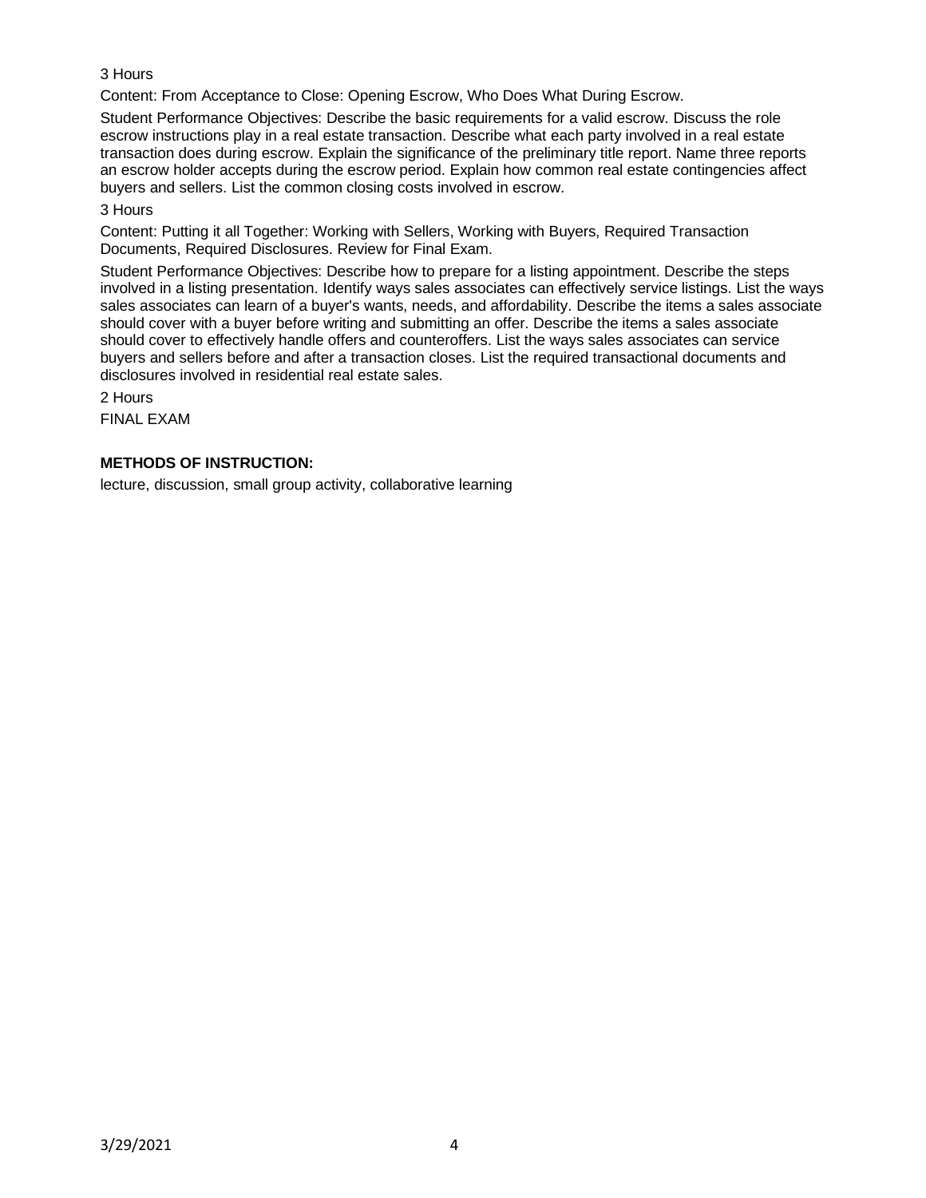3 Hours

Content: From Acceptance to Close: Opening Escrow, Who Does What During Escrow.

Student Performance Objectives: Describe the basic requirements for a valid escrow. Discuss the role escrow instructions play in a real estate transaction. Describe what each party involved in a real estate transaction does during escrow. Explain the significance of the preliminary title report. Name three reports an escrow holder accepts during the escrow period. Explain how common real estate contingencies affect buyers and sellers. List the common closing costs involved in escrow.

3 Hours

Content: Putting it all Together: Working with Sellers, Working with Buyers, Required Transaction Documents, Required Disclosures. Review for Final Exam.

Student Performance Objectives: Describe how to prepare for a listing appointment. Describe the steps involved in a listing presentation. Identify ways sales associates can effectively service listings. List the ways sales associates can learn of a buyer's wants, needs, and affordability. Describe the items a sales associate should cover with a buyer before writing and submitting an offer. Describe the items a sales associate should cover to effectively handle offers and counteroffers. List the ways sales associates can service buyers and sellers before and after a transaction closes. List the required transactional documents and disclosures involved in residential real estate sales.

2 Hours

FINAL EXAM

**METHODS OF INSTRUCTION:**

lecture, discussion, small group activity, collaborative learning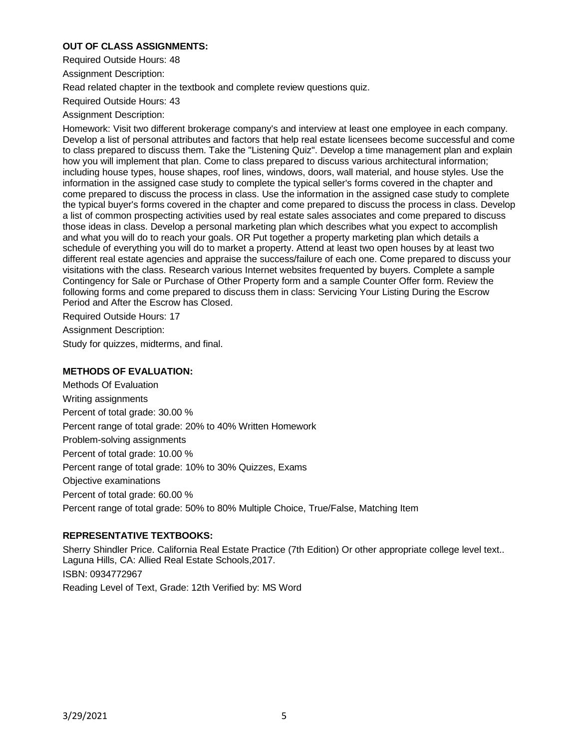**OUT OF CLASS ASSIGNMENTS:**

Required Outside Hours: 48

Assignment Description:

Read related chapter in the textbook and complete review questions quiz.

Required Outside Hours: 43

Assignment Description:

Homework: Visit two different brokerage company's and interview at least one employee in each company. Develop a list of personal attributes and factors that help real estate licensees become successful and come to class prepared to discuss them. Take the "Listening Quiz". Develop a time management plan and explain how you will implement that plan. Come to class prepared to discuss various architectural information; including house types, house shapes, roof lines, windows, doors, wall material, and house styles. Use the information in the assigned case study to complete the typical seller's forms covered in the chapter and come prepared to discuss the process in class. Use the information in the assigned case study to complete the typical buyer's forms covered in the chapter and come prepared to discuss the process in class. Develop a list of common prospecting activities used by real estate sales associates and come prepared to discuss those ideas in class. Develop a personal marketing plan which describes what you expect to accomplish and what you will do to reach your goals. OR Put together a property marketing plan which details a schedule of everything you will do to market a property. Attend at least two open houses by at least two different real estate agencies and appraise the success/failure of each one. Come prepared to discuss your visitations with the class. Research various Internet websites frequented by buyers. Complete a sample Contingency for Sale or Purchase of Other Property form and a sample Counter Offer form. Review the following forms and come prepared to discuss them in class: Servicing Your Listing During the Escrow Period and After the Escrow has Closed.

Required Outside Hours: 17

Assignment Description:

Study for quizzes, midterms, and final.

**METHODS OF EVALUATION:**

Methods Of Evaluation

Writing assignments

Percent of total grade: 30.00 %

Percent range of total grade: 20% to 40% Written Homework

Problem-solving assignments

Percent of total grade: 10.00 %

Percent range of total grade: 10% to 30% Quizzes, Exams

Objective examinations

Percent of total grade: 60.00 %

Percent range of total grade: 50% to 80% Multiple Choice, True/False, Matching Item

**REPRESENTATIVE TEXTBOOKS:**

Sherry Shindler Price. California Real Estate Practice (7th Edition) Or other appropriate college level text.. Laguna Hills, CA: Allied Real Estate Schools,2017.

ISBN: 0934772967

Reading Level of Text, Grade: 12th Verified by: MS Word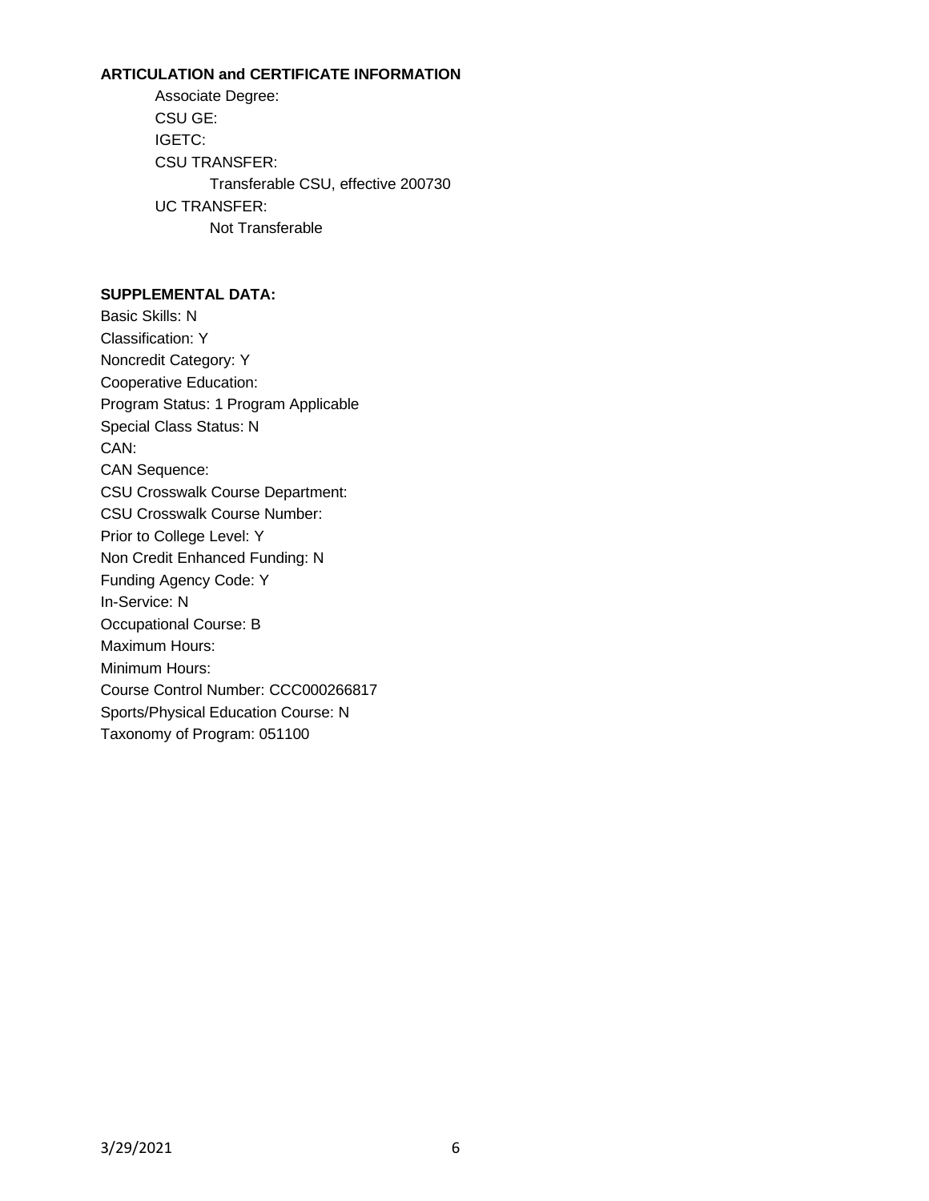**ARTICULATION and CERTIFICATE INFORMATION**

Associate Degree:

CSU GE:

IGETC:

CSU TRANSFER:

Transferable CSU, effective 200730

UC TRANSFER:

Not Transferable

**SUPPLEMENTAL DATA:**

Basic Skills: N

Classification: Y

Noncredit Category: Y

Cooperative Education:

Program Status: 1 Program Applicable

Special Class Status: N

CAN:

CAN Sequence:

CSU Crosswalk Course Department:

CSU Crosswalk Course Number:

Prior to College Level: Y

Non Credit Enhanced Funding: N

Funding Agency Code: Y

In-Service: N

Occupational Course: B

Maximum Hours:

Minimum Hours:

Course Control Number: CCC000266817

Sports/Physical Education Course: N

Taxonomy of Program: 051100